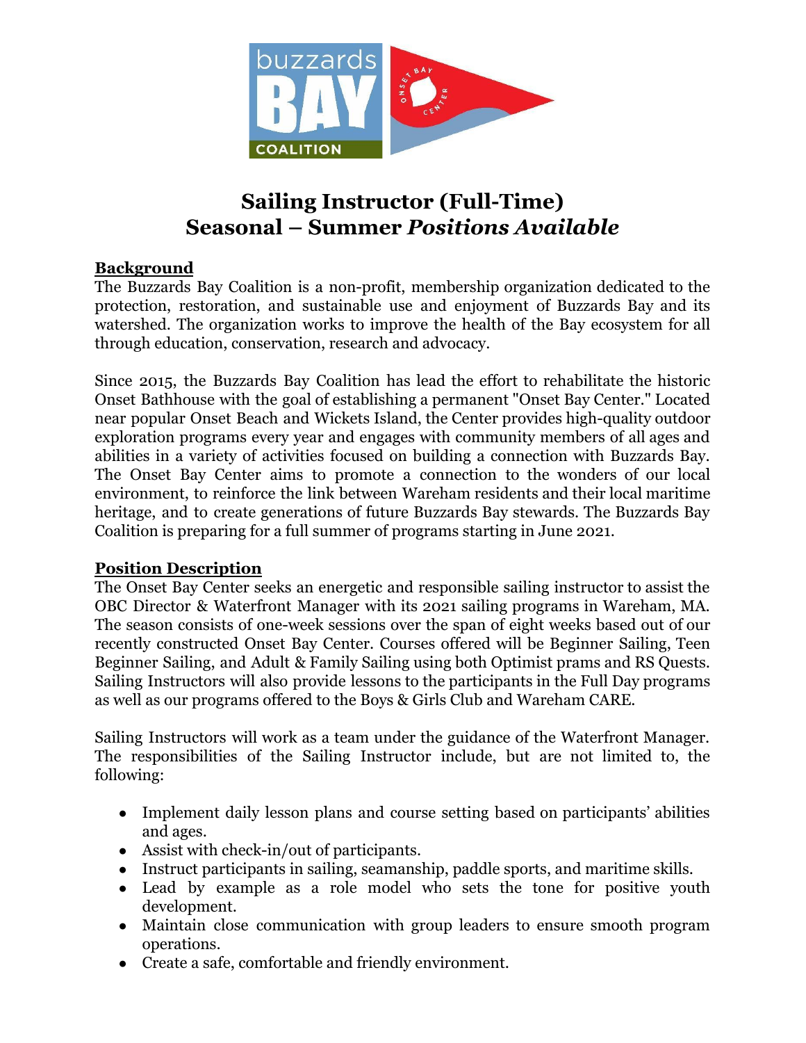# Sailing Instructor (Full-Time)
# Seasonal – Summer *Positions Available*

## Background

The Buzzards Bay Coalition is a non-profit, membership organization dedicated to the protection, restoration, and sustainable use and enjoyment of Buzzards Bay and its watershed. The organization works to improve the health of the Bay ecosystem for all through education, conservation, research and advocacy.

Since 2015, the Buzzards Bay Coalition has lead the effort to rehabilitate the historic Onset Bathhouse with the goal of establishing a permanent "Onset Bay Center." Located near popular Onset Beach and Wickets Island, the Center provides high-quality outdoor exploration programs every year and engages with community members of all ages and abilities in a variety of activities focused on building a connection with Buzzards Bay. The Onset Bay Center aims to promote a connection to the wonders of our local environment, to reinforce the link between Wareham residents and their local maritime heritage, and to create generations of future Buzzards Bay stewards. The Buzzards Bay Coalition is preparing for a full summer of programs starting in June 2021.

## Position Description

The Onset Bay Center seeks an energetic and responsible sailing instructor to assist the OBC Director & Waterfront Manager with its 2021 sailing programs in Wareham, MA. The season consists of one-week sessions over the span of eight weeks based out of our recently constructed Onset Bay Center. Courses offered will be Beginner Sailing, Teen Beginner Sailing, and Adult & Family Sailing using both Optimist prams and RS Quests. Sailing Instructors will also provide lessons to the participants in the Full Day programs as well as our programs offered to the Boys & Girls Club and Wareham CARE.

Sailing Instructors will work as a team under the guidance of the Waterfront Manager. The responsibilities of the Sailing Instructor include, but are not limited to, the following:

- Implement daily lesson plans and course setting based on participants' abilities and ages.
- Assist with check-in/out of participants.
- Instruct participants in sailing, seamanship, paddle sports, and maritime skills.
- Lead by example as a role model who sets the tone for positive youth development.
- Maintain close communication with group leaders to ensure smooth program operations.
- Create a safe, comfortable and friendly environment.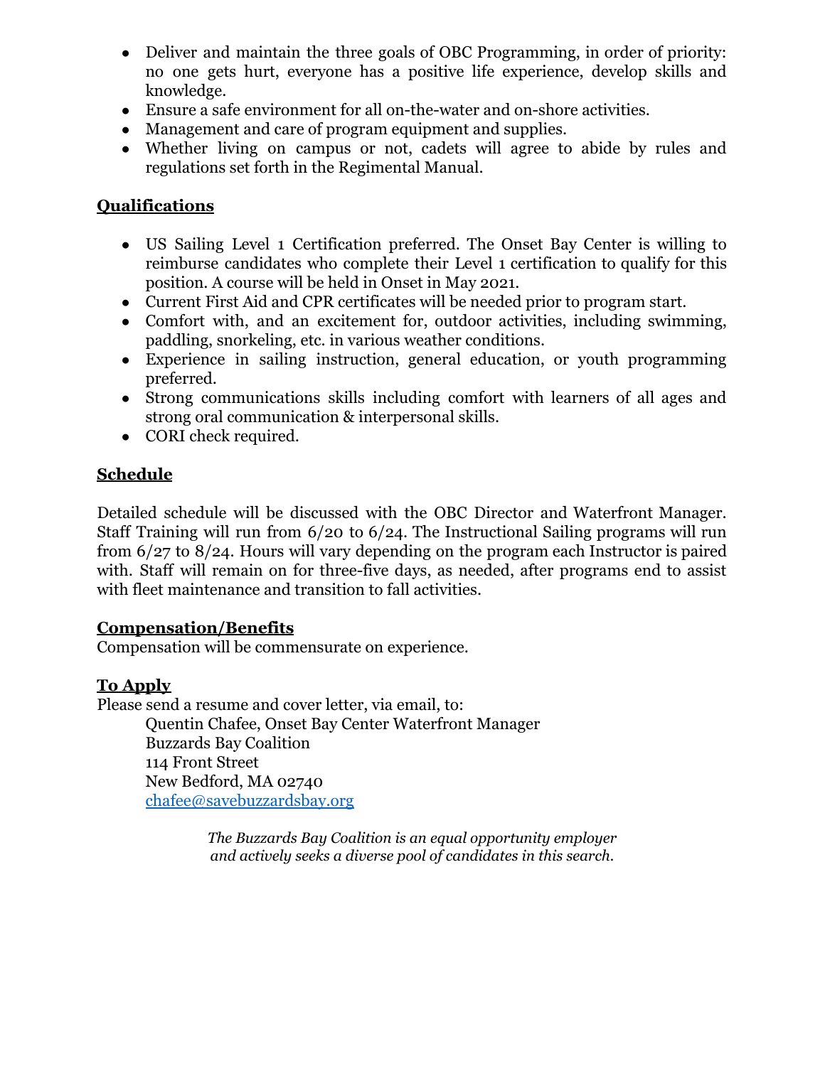- Deliver and maintain the three goals of OBC Programming, in order of priority: no one gets hurt, everyone has a positive life experience, develop skills and knowledge.
- Ensure a safe environment for all on-the-water and on-shore activities.
- Management and care of program equipment and supplies.
- Whether living on campus or not, cadets will agree to abide by rules and regulations set forth in the Regimental Manual.

## Qualifications

- US Sailing Level 1 Certification preferred. The Onset Bay Center is willing to reimburse candidates who complete their Level 1 certification to qualify for this position. A course will be held in Onset in May 2021.
- Current First Aid and CPR certificates will be needed prior to program start.
- Comfort with, and an excitement for, outdoor activities, including swimming, paddling, snorkeling, etc. in various weather conditions.
- Experience in sailing instruction, general education, or youth programming preferred.
- Strong communications skills including comfort with learners of all ages and strong oral communication & interpersonal skills.
- CORI check required.

## Schedule

Detailed schedule will be discussed with the OBC Director and Waterfront Manager. Staff Training will run from 6/20 to 6/24. The Instructional Sailing programs will run from 6/27 to 8/24. Hours will vary depending on the program each Instructor is paired with. Staff will remain on for three-five days, as needed, after programs end to assist with fleet maintenance and transition to fall activities.

## Compensation/Benefits

Compensation will be commensurate on experience.

## To Apply

Please send a resume and cover letter, via email, to:

Quentin Chafee, Onset Bay Center Waterfront Manager
Buzzards Bay Coalition
114 Front Street
New Bedford, MA 02740
chafee@savebuzzardsbay.org

*The Buzzards Bay Coalition is an equal opportunity employer and actively seeks a diverse pool of candidates in this search.*